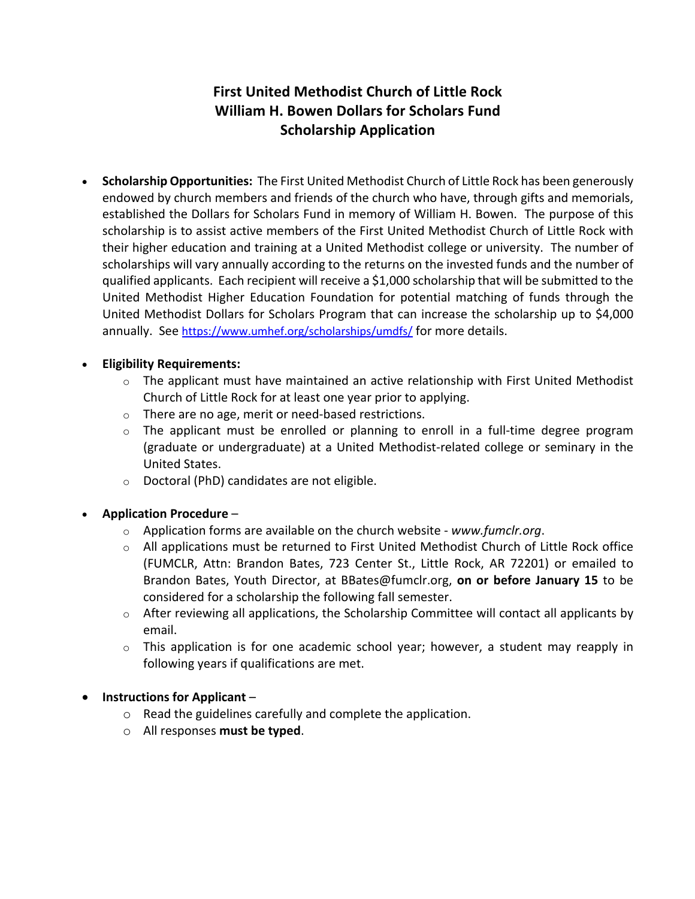# First United Methodist Church of Little Rock
# William H. Bowen Dollars for Scholars Fund
# Scholarship Application

- **Scholarship Opportunities:** The First United Methodist Church of Little Rock has been generously endowed by church members and friends of the church who have, through gifts and memorials, established the Dollars for Scholars Fund in memory of William H. Bowen. The purpose of this scholarship is to assist active members of the First United Methodist Church of Little Rock with their higher education and training at a United Methodist college or university. The number of scholarships will vary annually according to the returns on the invested funds and the number of qualified applicants. Each recipient will receive a $1,000 scholarship that will be submitted to the United Methodist Higher Education Foundation for potential matching of funds through the United Methodist Dollars for Scholars Program that can increase the scholarship up to $4,000 annually. See https://www.umhef.org/scholarships/umdfs/ for more details.

- **Eligibility Requirements:**
  - The applicant must have maintained an active relationship with First United Methodist Church of Little Rock for at least one year prior to applying.
  - There are no age, merit or need-based restrictions.
  - The applicant must be enrolled or planning to enroll in a full-time degree program (graduate or undergraduate) at a United Methodist-related college or seminary in the United States.
  - Doctoral (PhD) candidates are not eligible.

- **Application Procedure** –
  - Application forms are available on the church website - *www.fumclr.org*.
  - All applications must be returned to First United Methodist Church of Little Rock office (FUMCLR, Attn: Brandon Bates, 723 Center St., Little Rock, AR 72201) or emailed to Brandon Bates, Youth Director, at BBates@fumclr.org, **on or before January 15** to be considered for a scholarship the following fall semester.
  - After reviewing all applications, the Scholarship Committee will contact all applicants by email.
  - This application is for one academic school year; however, a student may reapply in following years if qualifications are met.

- **Instructions for Applicant** –
  - Read the guidelines carefully and complete the application.
  - All responses **must be typed**.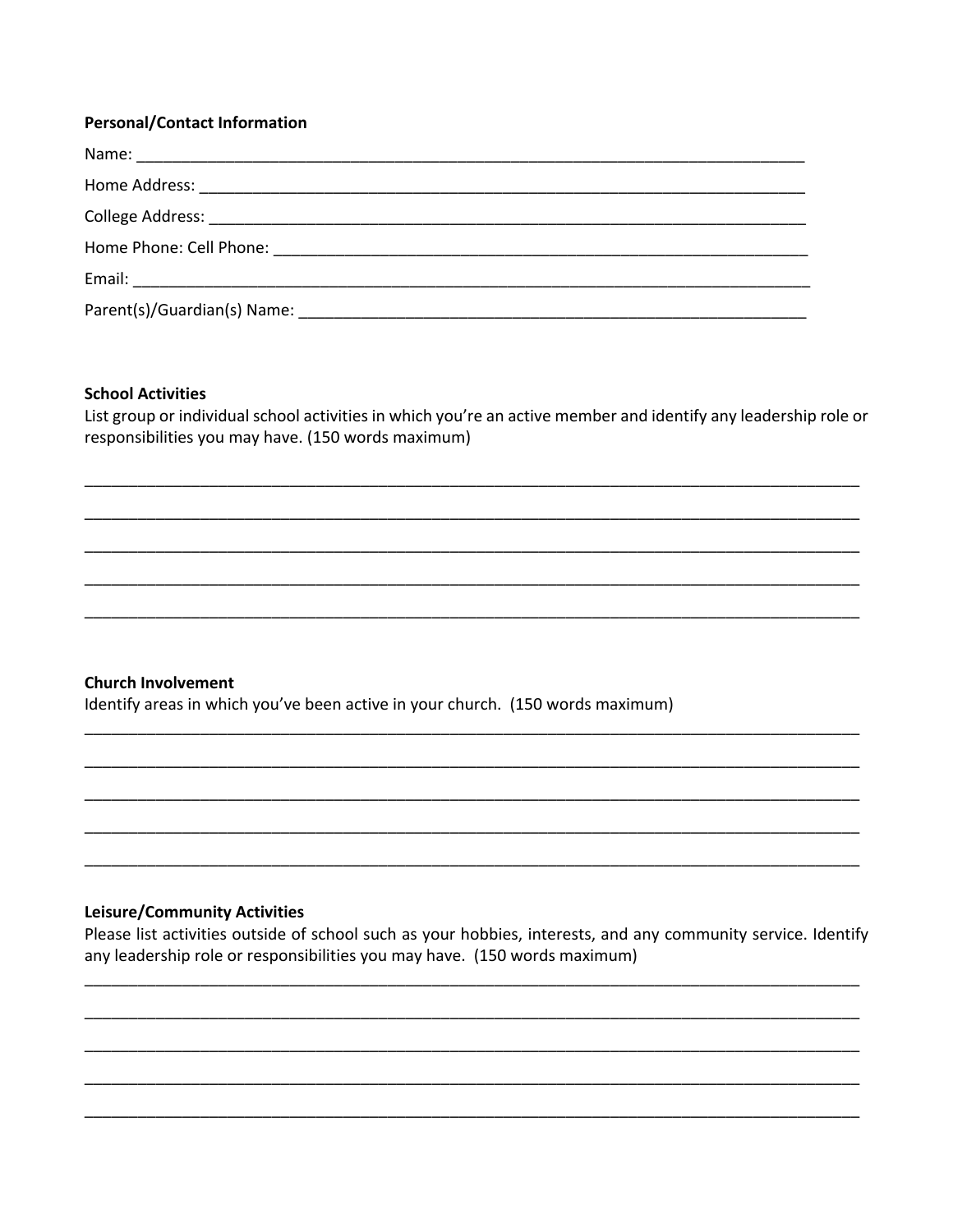**Personal/Contact Information**

Name: ___________________________________________________________________________

Home Address: ______________________________________________________________________

College Address: _____________________________________________________________________

Home Phone: Cell Phone: ______________________________________________________________

Email: _____________________________________________________________________________

Parent(s)/Guardian(s) Name: ___________________________________________________________

**School Activities**

List group or individual school activities in which you're an active member and identify any leadership role or responsibilities you may have. (150 words maximum)

_____________________________________________________________________________________

_____________________________________________________________________________________

_____________________________________________________________________________________

_____________________________________________________________________________________

_____________________________________________________________________________________

**Church Involvement**

Identify areas in which you've been active in your church. (150 words maximum)

_____________________________________________________________________________________

_____________________________________________________________________________________

_____________________________________________________________________________________

_____________________________________________________________________________________

_____________________________________________________________________________________

**Leisure/Community Activities**

Please list activities outside of school such as your hobbies, interests, and any community service. Identify any leadership role or responsibilities you may have. (150 words maximum)

_____________________________________________________________________________________

_____________________________________________________________________________________

_____________________________________________________________________________________

_____________________________________________________________________________________

_____________________________________________________________________________________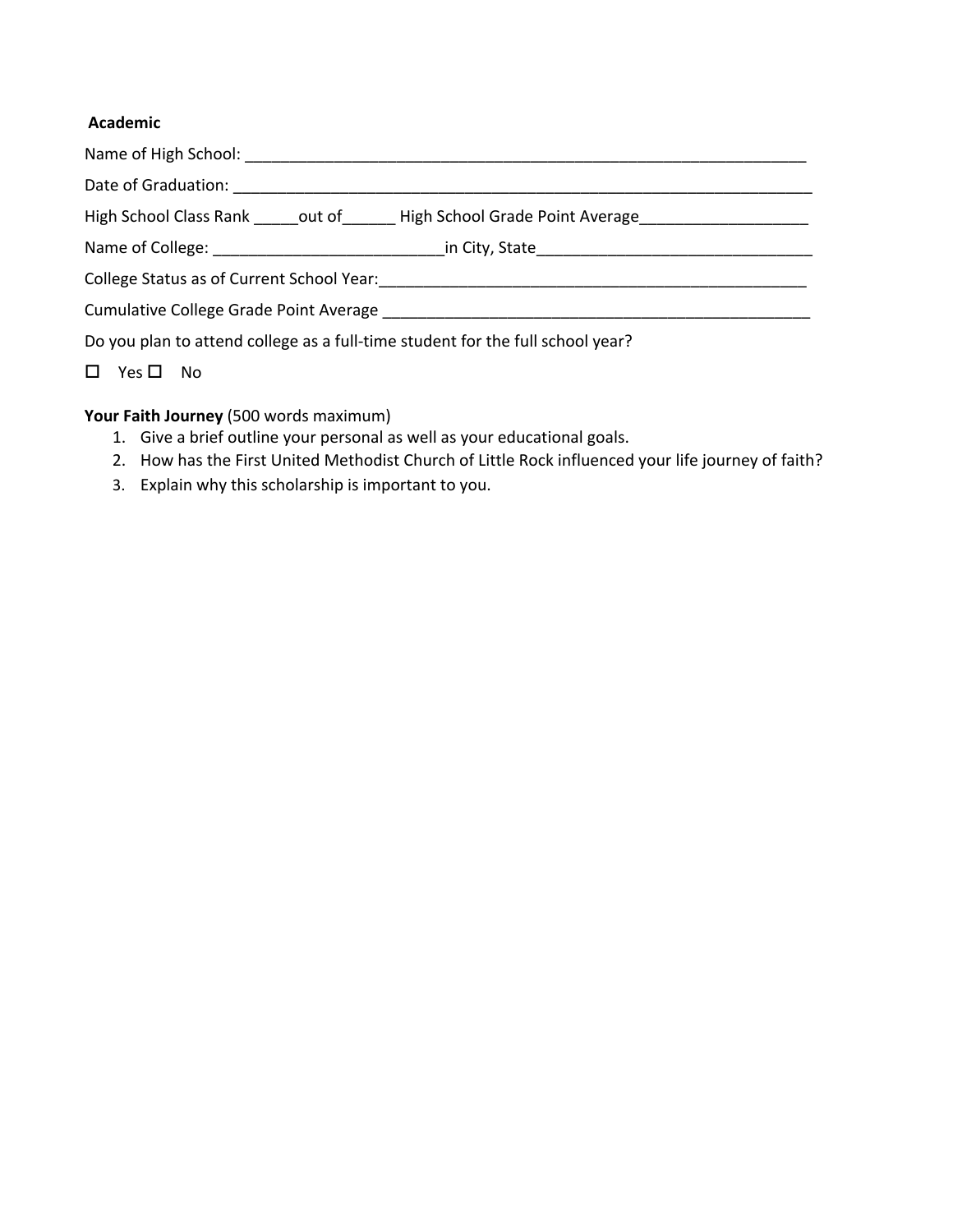**Academic**

Name of High School: ___________________________________________________________________

Date of Graduation: _____________________________________________________________________

High School Class Rank _____out of______ High School Grade Point Average___________________

Name of College: __________________________in City, State_______________________________

College Status as of Current School Year:__________________________________________________

Cumulative College Grade Point Average __________________________________________________

Do you plan to attend college as a full-time student for the full school year?

☐ Yes ☐ No

**Your Faith Journey** (500 words maximum)

1. Give a brief outline your personal as well as your educational goals.
2. How has the First United Methodist Church of Little Rock influenced your life journey of faith?
3. Explain why this scholarship is important to you.